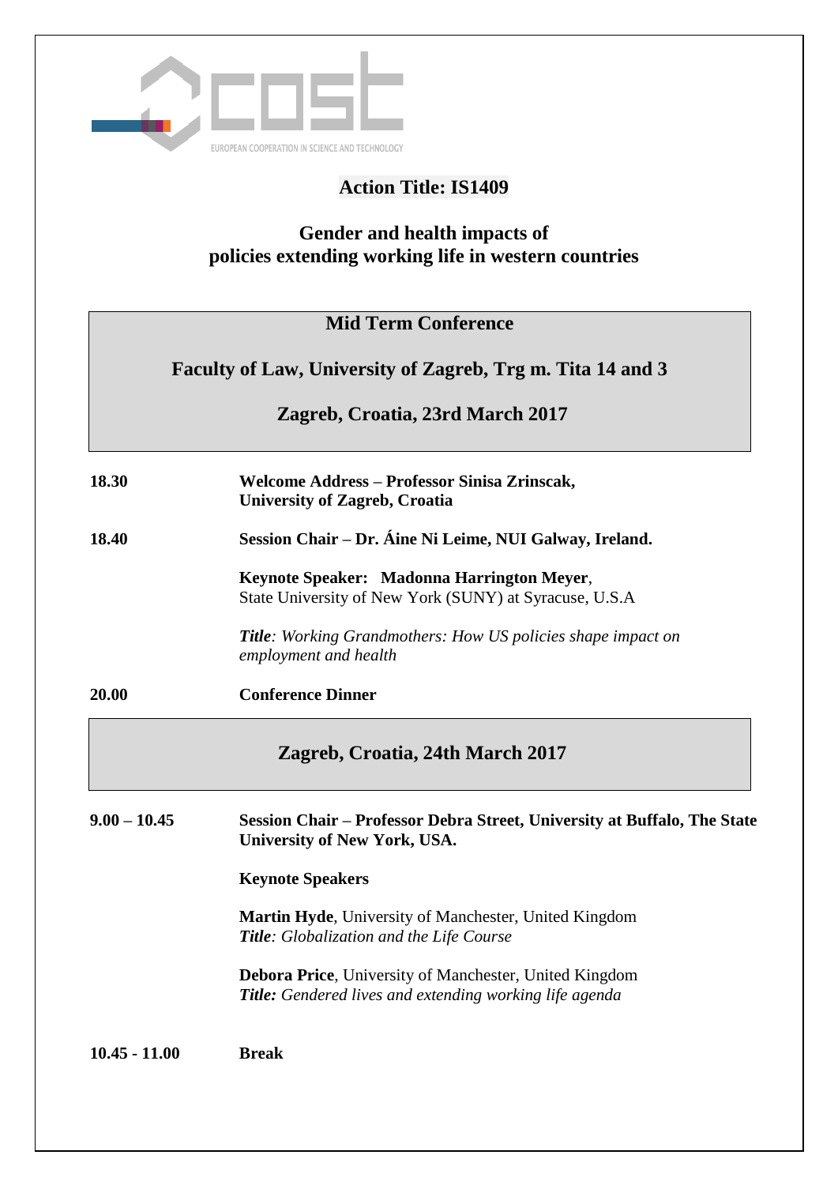cost

EUROPEAN COOPERATION IN SCIENCE AND TECHNOLOGY

## Action Title: IS1409

## Gender and health impacts of policies extending working life in western countries

**Mid Term Conference**

**Faculty of Law, University of Zagreb, Trg m. Tita 14 and 3**

**Zagreb, Croatia, 23rd March 2017**

**18.30** **Welcome Address – Professor Sinisa Zrinscak, University of Zagreb, Croatia**

**18.40** **Session Chair – Dr. Áine Ni Leime, NUI Galway, Ireland.**

**Keynote Speaker: Madonna Harrington Meyer**, State University of New York (SUNY) at Syracuse, U.S.A

***Title**: Working Grandmothers: How US policies shape impact on employment and health*

**20.00** **Conference Dinner**

**Zagreb, Croatia, 24th March 2017**

**9.00 – 10.45** **Session Chair – Professor Debra Street, University at Buffalo, The State University of New York, USA.**

**Keynote Speakers**

**Martin Hyde**, University of Manchester, United Kingdom
***Title**: Globalization and the Life Course*

**Debora Price**, University of Manchester, United Kingdom
***Title:** Gendered lives and extending working life agenda*

**10.45 - 11.00** **Break**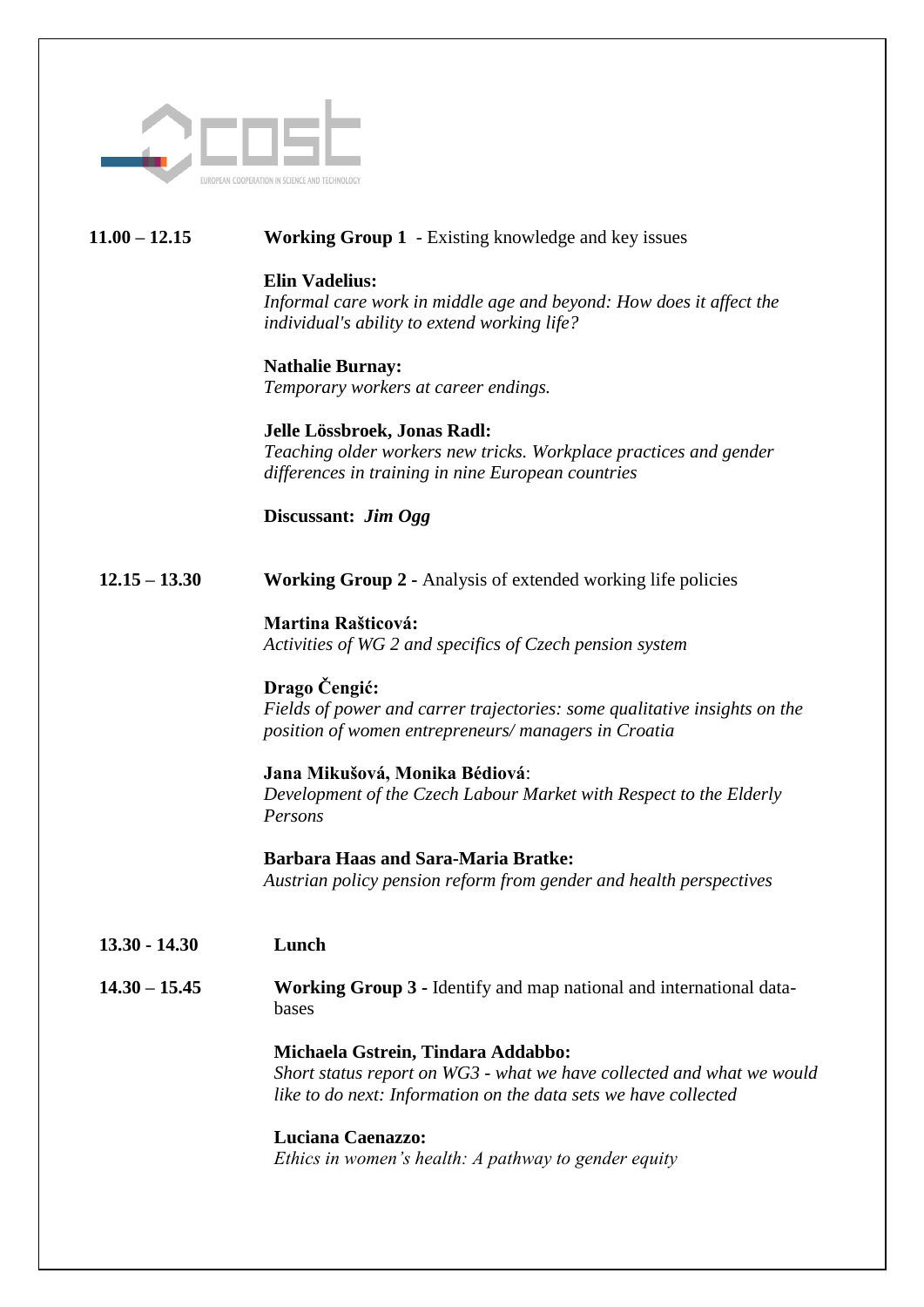| | |
|---|---|
| **11.00 – 12.15** | **Working Group 1** - Existing knowledge and key issues |
| | **Elin Vadelius:** *Informal care work in middle age and beyond: How does it affect the individual's ability to extend working life?* |
| | **Nathalie Burnay:** *Temporary workers at career endings.* |
| | **Jelle Lössbroek, Jonas Radl:** *Teaching older workers new tricks. Workplace practices and gender differences in training in nine European countries* |
| | **Discussant:** ***Jim Ogg*** |
| **12.15 – 13.30** | **Working Group 2 -** Analysis of extended working life policies |
| | **Martina Rašticová:** *Activities of WG 2 and specifics of Czech pension system* |
| | **Drago Čengić:** *Fields of power and carrer trajectories: some qualitative insights on the position of women entrepreneurs/ managers in Croatia* |
| | **Jana Mikušová, Monika Bédiová**: *Development of the Czech Labour Market with Respect to the Elderly Persons* |
| | **Barbara Haas and Sara-Maria Bratke:** *Austrian policy pension reform from gender and health perspectives* |
| **13.30 - 14.30** | **Lunch** |
| **14.30 – 15.45** | **Working Group 3** - Identify and map national and international data-bases |
| | **Michaela Gstrein, Tindara Addabbo:** *Short status report on WG3 - what we have collected and what we would like to do next: Information on the data sets we have collected* |
| | **Luciana Caenazzo:** *Ethics in women's health: A pathway to gender equity* |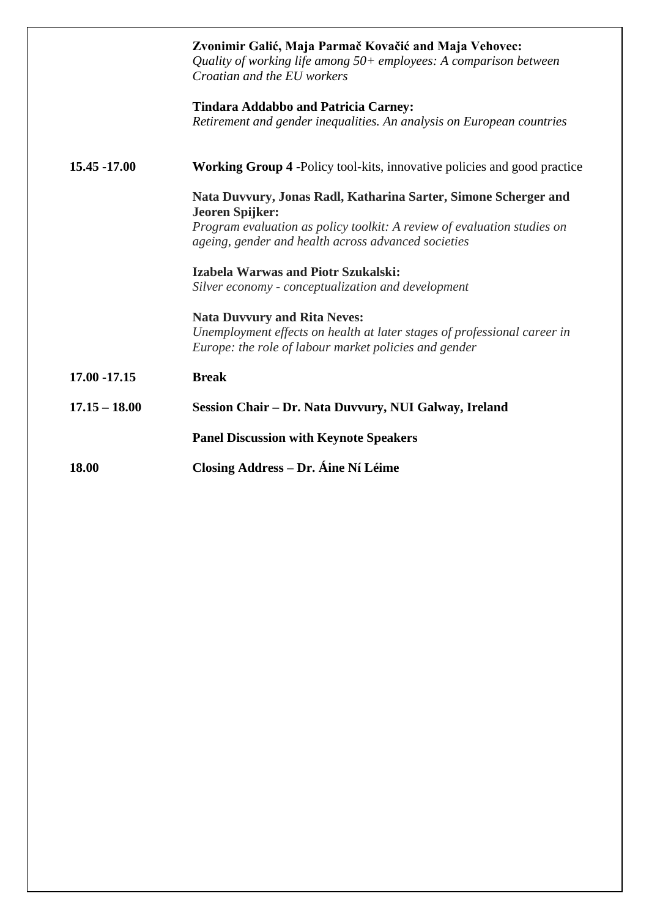**Zvonimir Galić, Maja Parmač Kovačić and Maja Vehovec:**
*Quality of working life among 50+ employees: A comparison between Croatian and the EU workers*

**Tindara Addabbo and Patricia Carney:**
*Retirement and gender inequalities. An analysis on European countries*

**15.45 -17.00** **Working Group 4** -Policy tool-kits, innovative policies and good practice

**Nata Duvvury, Jonas Radl, Katharina Sarter, Simone Scherger and Jeoren Spijker:**
*Program evaluation as policy toolkit: A review of evaluation studies on ageing, gender and health across advanced societies*

**Izabela Warwas and Piotr Szukalski:**
*Silver economy - conceptualization and development*

**Nata Duvvury and Rita Neves:**
*Unemployment effects on health at later stages of professional career in Europe: the role of labour market policies and gender*

**17.00 -17.15** **Break**

**17.15 – 18.00** **Session Chair – Dr. Nata Duvvury, NUI Galway, Ireland**

**Panel Discussion with Keynote Speakers**

**18.00** **Closing Address – Dr. Áine Ní Léime**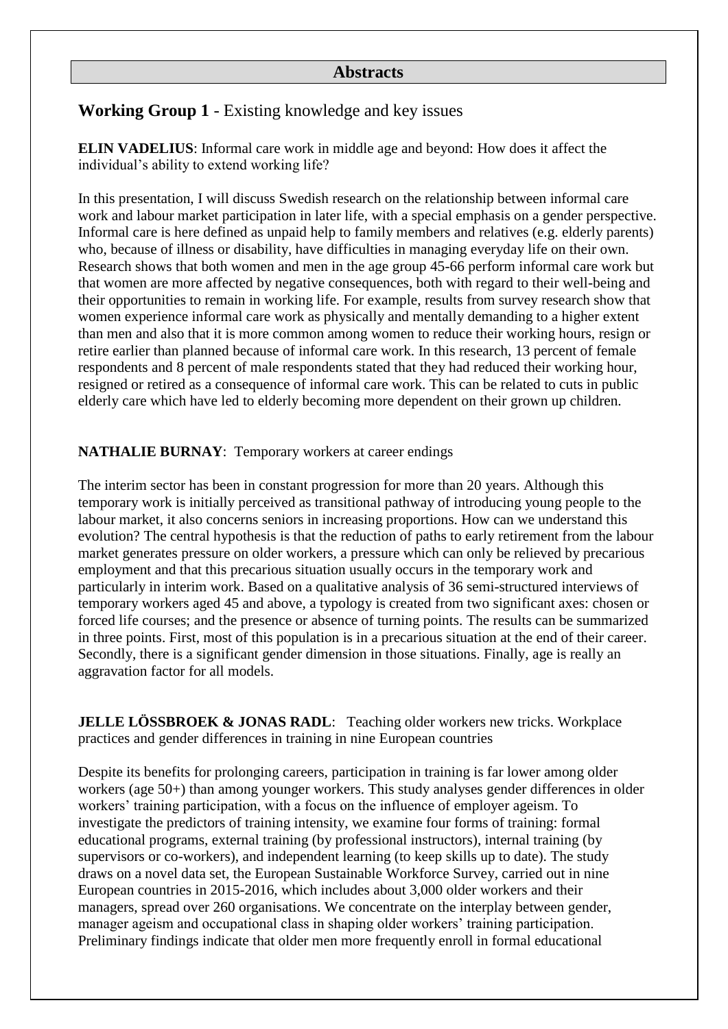## Abstracts

### **Working Group 1** - Existing knowledge and key issues

**ELIN VADELIUS**: Informal care work in middle age and beyond: How does it affect the individual's ability to extend working life?

In this presentation, I will discuss Swedish research on the relationship between informal care work and labour market participation in later life, with a special emphasis on a gender perspective. Informal care is here defined as unpaid help to family members and relatives (e.g. elderly parents) who, because of illness or disability, have difficulties in managing everyday life on their own. Research shows that both women and men in the age group 45-66 perform informal care work but that women are more affected by negative consequences, both with regard to their well-being and their opportunities to remain in working life. For example, results from survey research show that women experience informal care work as physically and mentally demanding to a higher extent than men and also that it is more common among women to reduce their working hours, resign or retire earlier than planned because of informal care work. In this research, 13 percent of female respondents and 8 percent of male respondents stated that they had reduced their working hour, resigned or retired as a consequence of informal care work. This can be related to cuts in public elderly care which have led to elderly becoming more dependent on their grown up children.

**NATHALIE BURNAY**: Temporary workers at career endings

The interim sector has been in constant progression for more than 20 years. Although this temporary work is initially perceived as transitional pathway of introducing young people to the labour market, it also concerns seniors in increasing proportions. How can we understand this evolution? The central hypothesis is that the reduction of paths to early retirement from the labour market generates pressure on older workers, a pressure which can only be relieved by precarious employment and that this precarious situation usually occurs in the temporary work and particularly in interim work. Based on a qualitative analysis of 36 semi-structured interviews of temporary workers aged 45 and above, a typology is created from two significant axes: chosen or forced life courses; and the presence or absence of turning points. The results can be summarized in three points. First, most of this population is in a precarious situation at the end of their career. Secondly, there is a significant gender dimension in those situations. Finally, age is really an aggravation factor for all models.

**JELLE LÖSSBROEK & JONAS RADL**: Teaching older workers new tricks. Workplace practices and gender differences in training in nine European countries

Despite its benefits for prolonging careers, participation in training is far lower among older workers (age 50+) than among younger workers. This study analyses gender differences in older workers' training participation, with a focus on the influence of employer ageism. To investigate the predictors of training intensity, we examine four forms of training: formal educational programs, external training (by professional instructors), internal training (by supervisors or co-workers), and independent learning (to keep skills up to date). The study draws on a novel data set, the European Sustainable Workforce Survey, carried out in nine European countries in 2015-2016, which includes about 3,000 older workers and their managers, spread over 260 organisations. We concentrate on the interplay between gender, manager ageism and occupational class in shaping older workers' training participation. Preliminary findings indicate that older men more frequently enroll in formal educational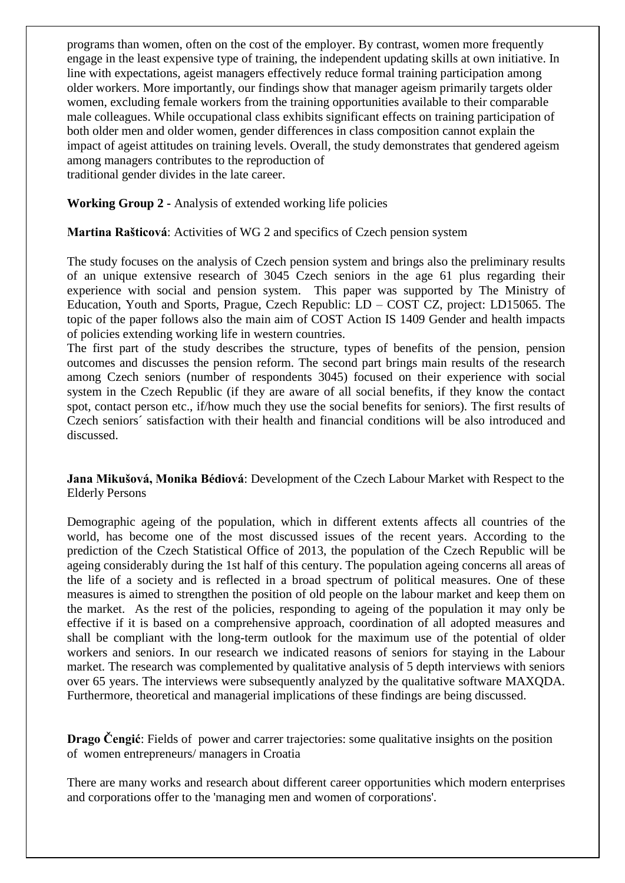programs than women, often on the cost of the employer. By contrast, women more frequently engage in the least expensive type of training, the independent updating skills at own initiative. In line with expectations, ageist managers effectively reduce formal training participation among older workers. More importantly, our findings show that manager ageism primarily targets older women, excluding female workers from the training opportunities available to their comparable male colleagues. While occupational class exhibits significant effects on training participation of both older men and older women, gender differences in class composition cannot explain the impact of ageist attitudes on training levels. Overall, the study demonstrates that gendered ageism among managers contributes to the reproduction of traditional gender divides in the late career.

**Working Group 2 -** Analysis of extended working life policies

**Martina Rašticová**: Activities of WG 2 and specifics of Czech pension system

The study focuses on the analysis of Czech pension system and brings also the preliminary results of an unique extensive research of 3045 Czech seniors in the age 61 plus regarding their experience with social and pension system. This paper was supported by The Ministry of Education, Youth and Sports, Prague, Czech Republic: LD – COST CZ, project: LD15065. The topic of the paper follows also the main aim of COST Action IS 1409 Gender and health impacts of policies extending working life in western countries.

The first part of the study describes the structure, types of benefits of the pension, pension outcomes and discusses the pension reform. The second part brings main results of the research among Czech seniors (number of respondents 3045) focused on their experience with social system in the Czech Republic (if they are aware of all social benefits, if they know the contact spot, contact person etc., if/how much they use the social benefits for seniors). The first results of Czech seniors´ satisfaction with their health and financial conditions will be also introduced and discussed.

**Jana Mikušová, Monika Bédiová**: Development of the Czech Labour Market with Respect to the Elderly Persons

Demographic ageing of the population, which in different extents affects all countries of the world, has become one of the most discussed issues of the recent years. According to the prediction of the Czech Statistical Office of 2013, the population of the Czech Republic will be ageing considerably during the 1st half of this century. The population ageing concerns all areas of the life of a society and is reflected in a broad spectrum of political measures. One of these measures is aimed to strengthen the position of old people on the labour market and keep them on the market. As the rest of the policies, responding to ageing of the population it may only be effective if it is based on a comprehensive approach, coordination of all adopted measures and shall be compliant with the long-term outlook for the maximum use of the potential of older workers and seniors. In our research we indicated reasons of seniors for staying in the Labour market. The research was complemented by qualitative analysis of 5 depth interviews with seniors over 65 years. The interviews were subsequently analyzed by the qualitative software MAXQDA. Furthermore, theoretical and managerial implications of these findings are being discussed.

**Drago Čengić**: Fields of power and carrer trajectories: some qualitative insights on the position of women entrepreneurs/ managers in Croatia

There are many works and research about different career opportunities which modern enterprises and corporations offer to the 'managing men and women of corporations'.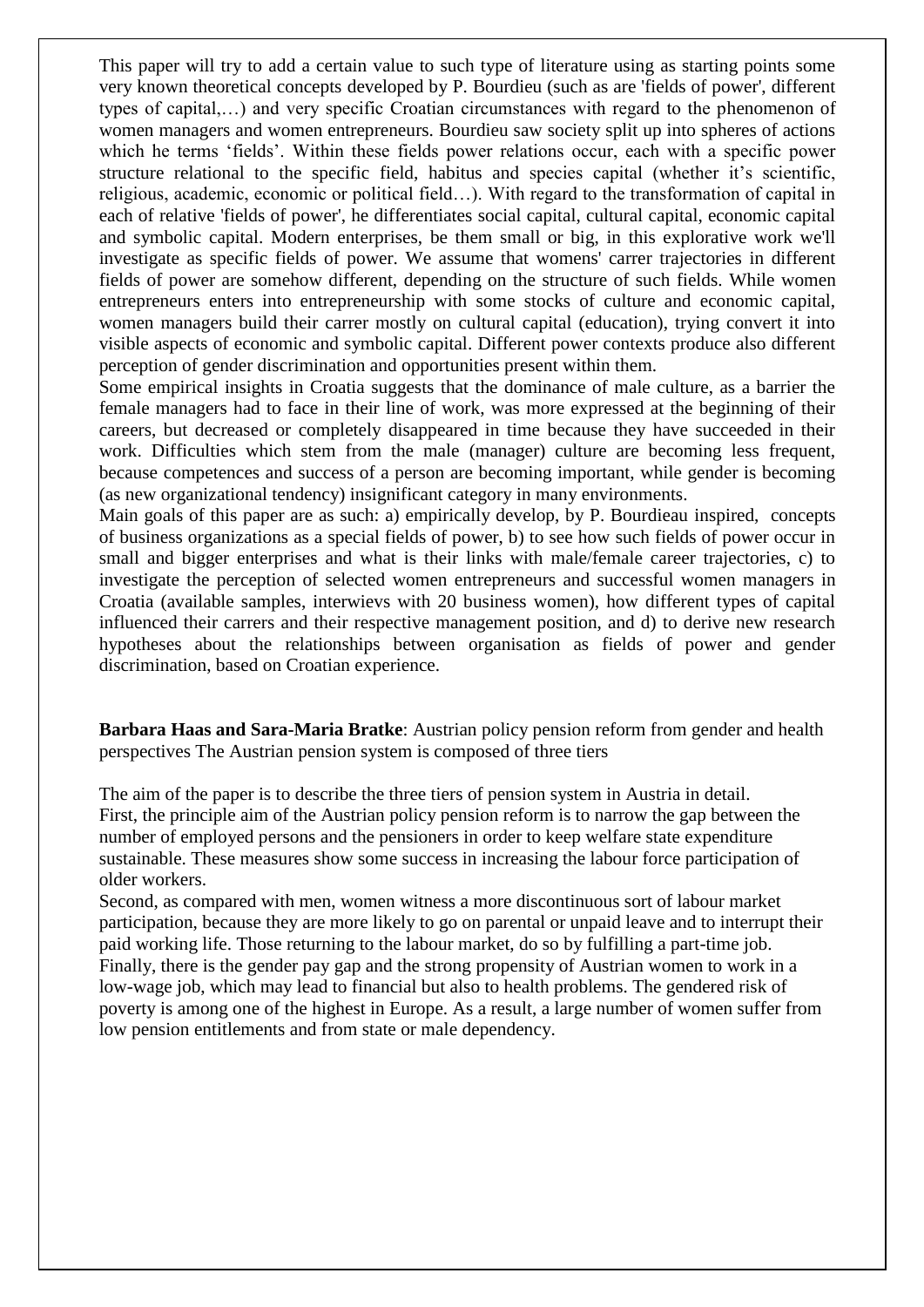This paper will try to add a certain value to such type of literature using as starting points some very known theoretical concepts developed by P. Bourdieu (such as are 'fields of power', different types of capital,…) and very specific Croatian circumstances with regard to the phenomenon of women managers and women entrepreneurs. Bourdieu saw society split up into spheres of actions which he terms 'fields'. Within these fields power relations occur, each with a specific power structure relational to the specific field, habitus and species capital (whether it's scientific, religious, academic, economic or political field…). With regard to the transformation of capital in each of relative 'fields of power', he differentiates social capital, cultural capital, economic capital and symbolic capital. Modern enterprises, be them small or big, in this explorative work we'll investigate as specific fields of power. We assume that womens' carrer trajectories in different fields of power are somehow different, depending on the structure of such fields. While women entrepreneurs enters into entrepreneurship with some stocks of culture and economic capital, women managers build their carrer mostly on cultural capital (education), trying convert it into visible aspects of economic and symbolic capital. Different power contexts produce also different perception of gender discrimination and opportunities present within them.

Some empirical insights in Croatia suggests that the dominance of male culture, as a barrier the female managers had to face in their line of work, was more expressed at the beginning of their careers, but decreased or completely disappeared in time because they have succeeded in their work. Difficulties which stem from the male (manager) culture are becoming less frequent, because competences and success of a person are becoming important, while gender is becoming (as new organizational tendency) insignificant category in many environments.

Main goals of this paper are as such: a) empirically develop, by P. Bourdieau inspired, concepts of business organizations as a special fields of power, b) to see how such fields of power occur in small and bigger enterprises and what is their links with male/female career trajectories, c) to investigate the perception of selected women entrepreneurs and successful women managers in Croatia (available samples, interwievs with 20 business women), how different types of capital influenced their carrers and their respective management position, and d) to derive new research hypotheses about the relationships between organisation as fields of power and gender discrimination, based on Croatian experience.

**Barbara Haas and Sara-Maria Bratke**: Austrian policy pension reform from gender and health perspectives The Austrian pension system is composed of three tiers

The aim of the paper is to describe the three tiers of pension system in Austria in detail.
First, the principle aim of the Austrian policy pension reform is to narrow the gap between the number of employed persons and the pensioners in order to keep welfare state expenditure sustainable. These measures show some success in increasing the labour force participation of older workers.
Second, as compared with men, women witness a more discontinuous sort of labour market participation, because they are more likely to go on parental or unpaid leave and to interrupt their paid working life. Those returning to the labour market, do so by fulfilling a part-time job.
Finally, there is the gender pay gap and the strong propensity of Austrian women to work in a low-wage job, which may lead to financial but also to health problems. The gendered risk of poverty is among one of the highest in Europe. As a result, a large number of women suffer from low pension entitlements and from state or male dependency.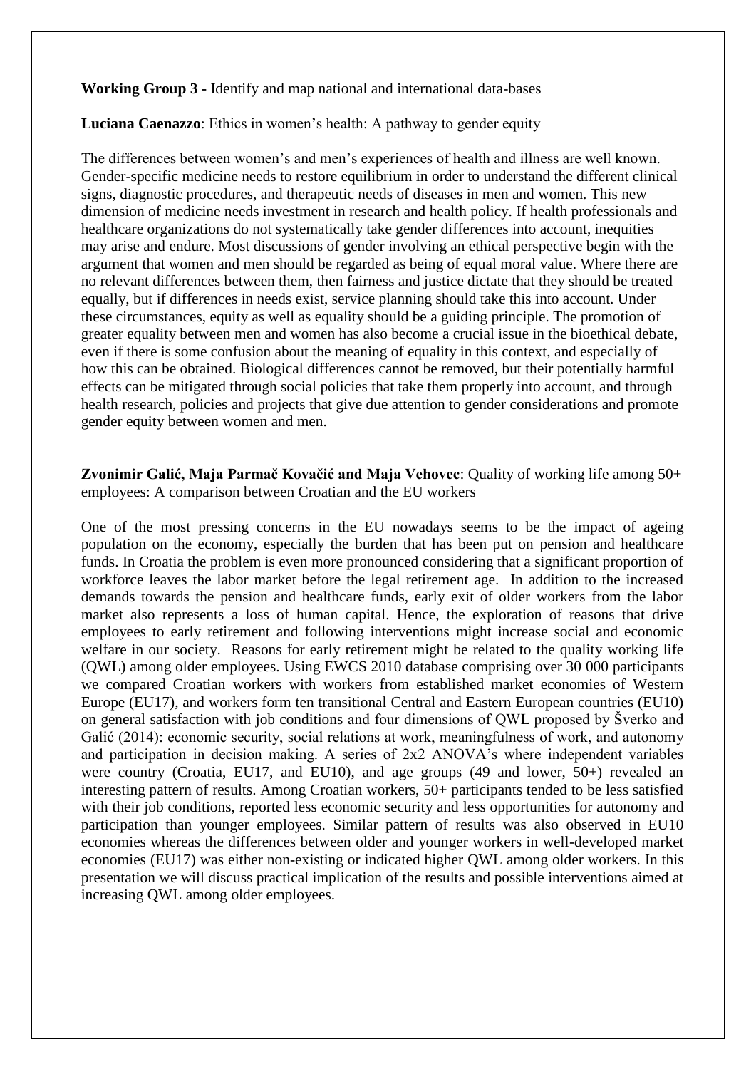**Working Group 3 -** Identify and map national and international data-bases

**Luciana Caenazzo**: Ethics in women's health: A pathway to gender equity

The differences between women's and men's experiences of health and illness are well known. Gender-specific medicine needs to restore equilibrium in order to understand the different clinical signs, diagnostic procedures, and therapeutic needs of diseases in men and women. This new dimension of medicine needs investment in research and health policy. If health professionals and healthcare organizations do not systematically take gender differences into account, inequities may arise and endure. Most discussions of gender involving an ethical perspective begin with the argument that women and men should be regarded as being of equal moral value. Where there are no relevant differences between them, then fairness and justice dictate that they should be treated equally, but if differences in needs exist, service planning should take this into account. Under these circumstances, equity as well as equality should be a guiding principle. The promotion of greater equality between men and women has also become a crucial issue in the bioethical debate, even if there is some confusion about the meaning of equality in this context, and especially of how this can be obtained. Biological differences cannot be removed, but their potentially harmful effects can be mitigated through social policies that take them properly into account, and through health research, policies and projects that give due attention to gender considerations and promote gender equity between women and men.

**Zvonimir Galić, Maja Parmač Kovačić and Maja Vehovec**: Quality of working life among 50+ employees: A comparison between Croatian and the EU workers

One of the most pressing concerns in the EU nowadays seems to be the impact of ageing population on the economy, especially the burden that has been put on pension and healthcare funds. In Croatia the problem is even more pronounced considering that a significant proportion of workforce leaves the labor market before the legal retirement age. In addition to the increased demands towards the pension and healthcare funds, early exit of older workers from the labor market also represents a loss of human capital. Hence, the exploration of reasons that drive employees to early retirement and following interventions might increase social and economic welfare in our society. Reasons for early retirement might be related to the quality working life (QWL) among older employees. Using EWCS 2010 database comprising over 30 000 participants we compared Croatian workers with workers from established market economies of Western Europe (EU17), and workers form ten transitional Central and Eastern European countries (EU10) on general satisfaction with job conditions and four dimensions of QWL proposed by Šverko and Galić (2014): economic security, social relations at work, meaningfulness of work, and autonomy and participation in decision making. A series of 2x2 ANOVA's where independent variables were country (Croatia, EU17, and EU10), and age groups (49 and lower, 50+) revealed an interesting pattern of results. Among Croatian workers, 50+ participants tended to be less satisfied with their job conditions, reported less economic security and less opportunities for autonomy and participation than younger employees. Similar pattern of results was also observed in EU10 economies whereas the differences between older and younger workers in well-developed market economies (EU17) was either non-existing or indicated higher QWL among older workers. In this presentation we will discuss practical implication of the results and possible interventions aimed at increasing QWL among older employees.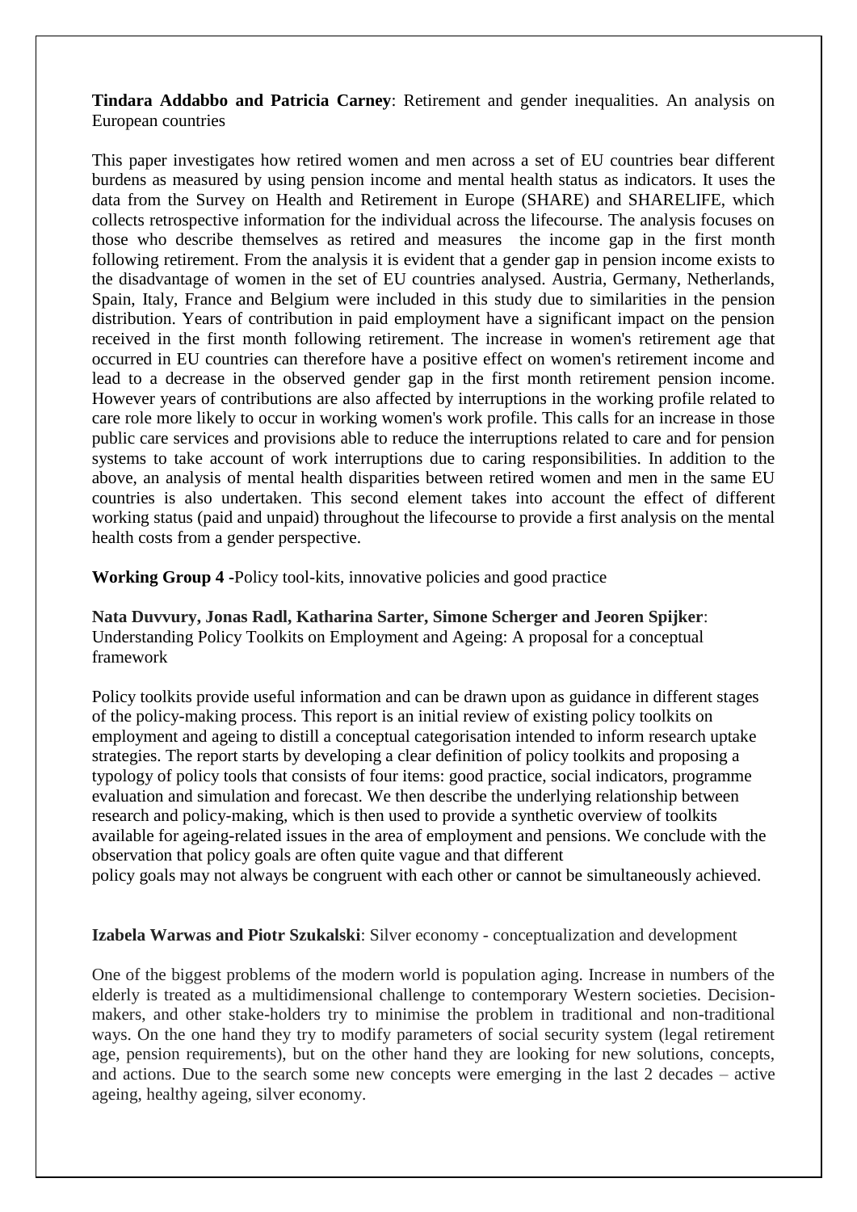**Tindara Addabbo and Patricia Carney**: Retirement and gender inequalities. An analysis on European countries

This paper investigates how retired women and men across a set of EU countries bear different burdens as measured by using pension income and mental health status as indicators. It uses the data from the Survey on Health and Retirement in Europe (SHARE) and SHARELIFE, which collects retrospective information for the individual across the lifecourse. The analysis focuses on those who describe themselves as retired and measures the income gap in the first month following retirement. From the analysis it is evident that a gender gap in pension income exists to the disadvantage of women in the set of EU countries analysed. Austria, Germany, Netherlands, Spain, Italy, France and Belgium were included in this study due to similarities in the pension distribution. Years of contribution in paid employment have a significant impact on the pension received in the first month following retirement. The increase in women's retirement age that occurred in EU countries can therefore have a positive effect on women's retirement income and lead to a decrease in the observed gender gap in the first month retirement pension income. However years of contributions are also affected by interruptions in the working profile related to care role more likely to occur in working women's work profile. This calls for an increase in those public care services and provisions able to reduce the interruptions related to care and for pension systems to take account of work interruptions due to caring responsibilities. In addition to the above, an analysis of mental health disparities between retired women and men in the same EU countries is also undertaken. This second element takes into account the effect of different working status (paid and unpaid) throughout the lifecourse to provide a first analysis on the mental health costs from a gender perspective.

**Working Group 4 -**Policy tool-kits, innovative policies and good practice

**Nata Duvvury, Jonas Radl, Katharina Sarter, Simone Scherger and Jeoren Spijker**: Understanding Policy Toolkits on Employment and Ageing: A proposal for a conceptual framework

Policy toolkits provide useful information and can be drawn upon as guidance in different stages of the policy-making process. This report is an initial review of existing policy toolkits on employment and ageing to distill a conceptual categorisation intended to inform research uptake strategies. The report starts by developing a clear definition of policy toolkits and proposing a typology of policy tools that consists of four items: good practice, social indicators, programme evaluation and simulation and forecast. We then describe the underlying relationship between research and policy-making, which is then used to provide a synthetic overview of toolkits available for ageing-related issues in the area of employment and pensions. We conclude with the observation that policy goals are often quite vague and that different policy goals may not always be congruent with each other or cannot be simultaneously achieved.

**Izabela Warwas and Piotr Szukalski**: Silver economy - conceptualization and development

One of the biggest problems of the modern world is population aging. Increase in numbers of the elderly is treated as a multidimensional challenge to contemporary Western societies. Decision-makers, and other stake-holders try to minimise the problem in traditional and non-traditional ways. On the one hand they try to modify parameters of social security system (legal retirement age, pension requirements), but on the other hand they are looking for new solutions, concepts, and actions. Due to the search some new concepts were emerging in the last 2 decades – active ageing, healthy ageing, silver economy.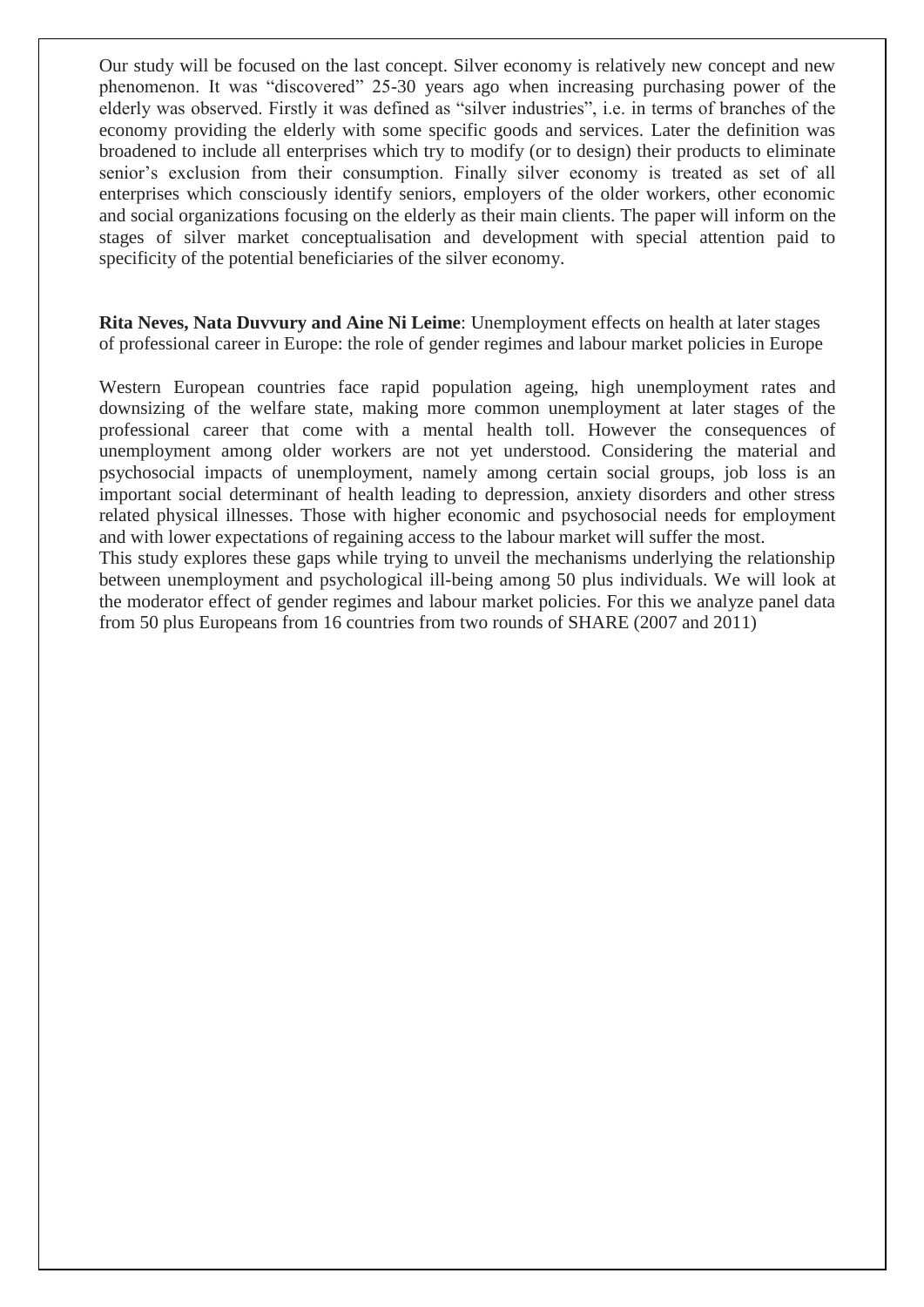Our study will be focused on the last concept. Silver economy is relatively new concept and new phenomenon. It was "discovered" 25-30 years ago when increasing purchasing power of the elderly was observed. Firstly it was defined as "silver industries", i.e. in terms of branches of the economy providing the elderly with some specific goods and services. Later the definition was broadened to include all enterprises which try to modify (or to design) their products to eliminate senior's exclusion from their consumption. Finally silver economy is treated as set of all enterprises which consciously identify seniors, employers of the older workers, other economic and social organizations focusing on the elderly as their main clients. The paper will inform on the stages of silver market conceptualisation and development with special attention paid to specificity of the potential beneficiaries of the silver economy.

**Rita Neves, Nata Duvvury and Aine Ni Leime**: Unemployment effects on health at later stages of professional career in Europe: the role of gender regimes and labour market policies in Europe

Western European countries face rapid population ageing, high unemployment rates and downsizing of the welfare state, making more common unemployment at later stages of the professional career that come with a mental health toll. However the consequences of unemployment among older workers are not yet understood. Considering the material and psychosocial impacts of unemployment, namely among certain social groups, job loss is an important social determinant of health leading to depression, anxiety disorders and other stress related physical illnesses. Those with higher economic and psychosocial needs for employment and with lower expectations of regaining access to the labour market will suffer the most.

This study explores these gaps while trying to unveil the mechanisms underlying the relationship between unemployment and psychological ill-being among 50 plus individuals. We will look at the moderator effect of gender regimes and labour market policies. For this we analyze panel data from 50 plus Europeans from 16 countries from two rounds of SHARE (2007 and 2011)